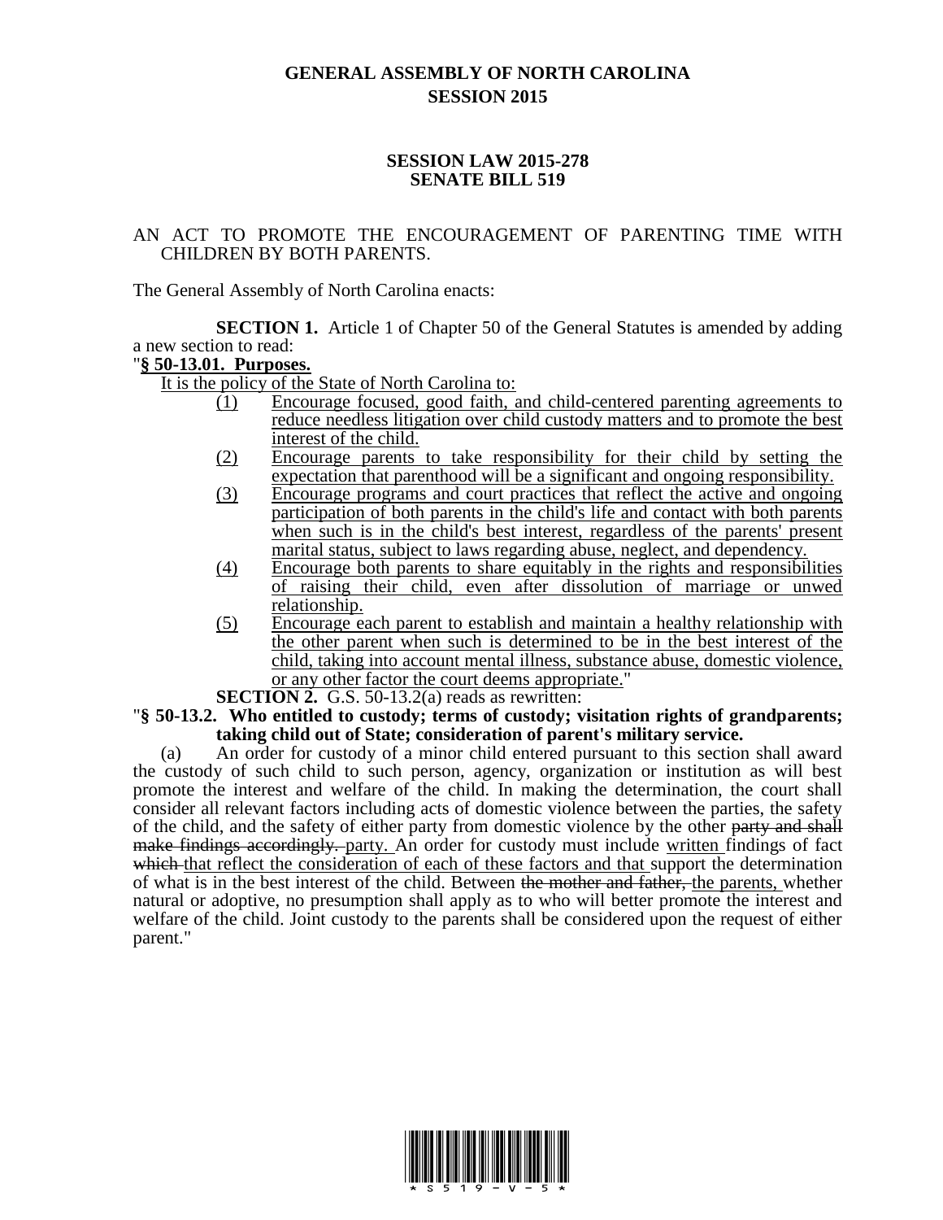# GENERAL ASSEMBLY OF NORTH CAROLINA
# SESSION 2015

## SESSION LAW 2015-278
## SENATE BILL 519

AN ACT TO PROMOTE THE ENCOURAGEMENT OF PARENTING TIME WITH CHILDREN BY BOTH PARENTS.

The General Assembly of North Carolina enacts:

**SECTION 1.** Article 1 of Chapter 50 of the General Statutes is amended by adding a new section to read:

"**§ 50-13.01. Purposes.**

It is the policy of the State of North Carolina to:

(1) Encourage focused, good faith, and child-centered parenting agreements to reduce needless litigation over child custody matters and to promote the best interest of the child.

(2) Encourage parents to take responsibility for their child by setting the expectation that parenthood will be a significant and ongoing responsibility.

(3) Encourage programs and court practices that reflect the active and ongoing participation of both parents in the child's life and contact with both parents when such is in the child's best interest, regardless of the parents' present marital status, subject to laws regarding abuse, neglect, and dependency.

(4) Encourage both parents to share equitably in the rights and responsibilities of raising their child, even after dissolution of marriage or unwed relationship.

(5) Encourage each parent to establish and maintain a healthy relationship with the other parent when such is determined to be in the best interest of the child, taking into account mental illness, substance abuse, domestic violence, or any other factor the court deems appropriate."

**SECTION 2.** G.S. 50-13.2(a) reads as rewritten:

"**§ 50-13.2. Who entitled to custody; terms of custody; visitation rights of grandparents; taking child out of State; consideration of parent's military service.**

(a) An order for custody of a minor child entered pursuant to this section shall award the custody of such child to such person, agency, organization or institution as will best promote the interest and welfare of the child. In making the determination, the court shall consider all relevant factors including acts of domestic violence between the parties, the safety of the child, and the safety of either party from domestic violence by the other ~~party and shall make findings accordingly.~~ party. An order for custody must include written findings of fact ~~which~~ that reflect the consideration of each of these factors and that support the determination of what is in the best interest of the child. Between ~~the mother and father,~~ the parents, whether natural or adoptive, no presumption shall apply as to who will better promote the interest and welfare of the child. Joint custody to the parents shall be considered upon the request of either parent."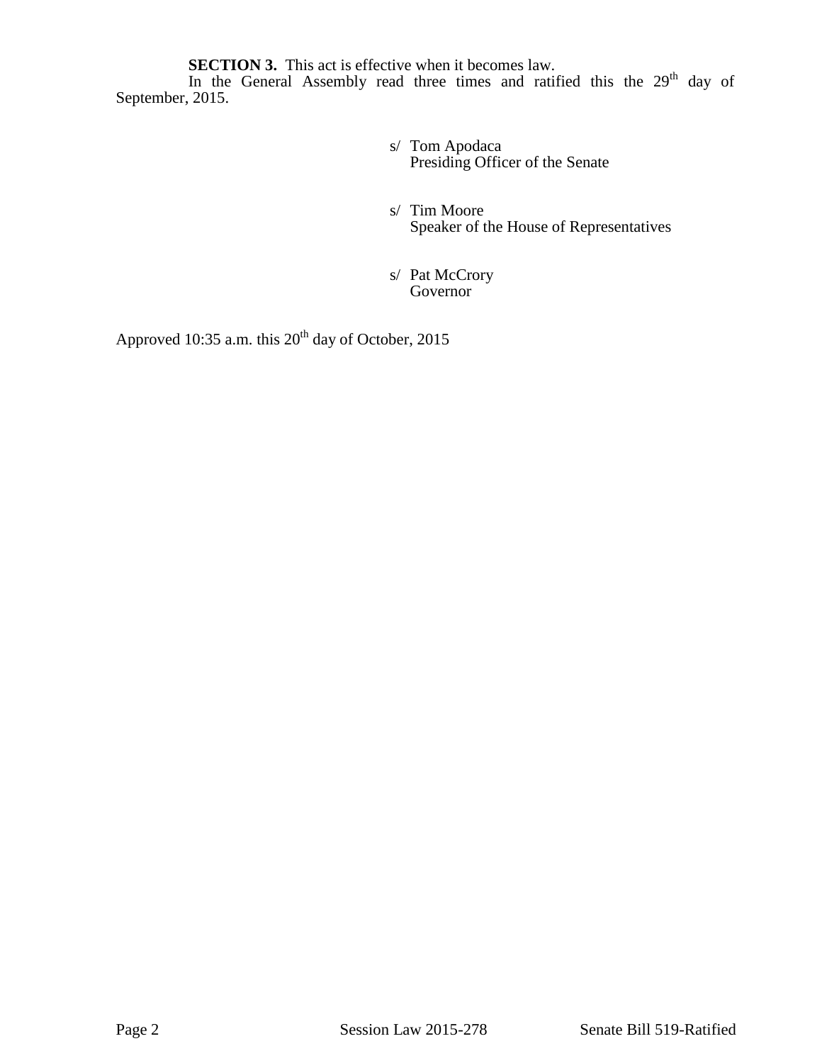**SECTION 3.** This act is effective when it becomes law.

In the General Assembly read three times and ratified this the 29th day of September, 2015.

s/ Tom Apodaca
Presiding Officer of the Senate

s/ Tim Moore
Speaker of the House of Representatives

s/ Pat McCrory
Governor

Approved 10:35 a.m. this 20th day of October, 2015